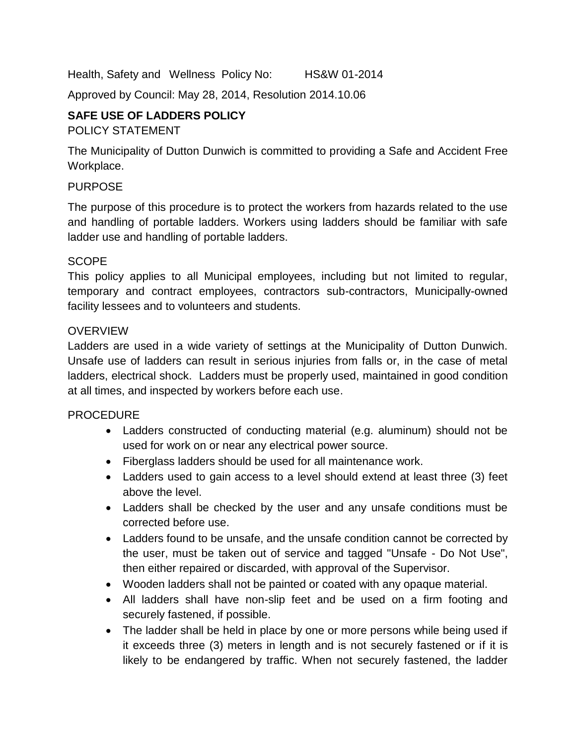Health, Safety and Wellness Policy No: HS&W 01-2014

Approved by Council: May 28, 2014, Resolution 2014.10.06

## SAFE USE OF LADDERS POLICY

POLICY STATEMENT

The Municipality of Dutton Dunwich is committed to providing a Safe and Accident Free Workplace.

PURPOSE

The purpose of this procedure is to protect the workers from hazards related to the use and handling of portable ladders. Workers using ladders should be familiar with safe ladder use and handling of portable ladders.

SCOPE

This policy applies to all Municipal employees, including but not limited to regular, temporary and contract employees, contractors sub-contractors, Municipally-owned facility lessees and to volunteers and students.

OVERVIEW

Ladders are used in a wide variety of settings at the Municipality of Dutton Dunwich. Unsafe use of ladders can result in serious injuries from falls or, in the case of metal ladders, electrical shock. Ladders must be properly used, maintained in good condition at all times, and inspected by workers before each use.

PROCEDURE

- Ladders constructed of conducting material (e.g. aluminum) should not be used for work on or near any electrical power source.
- Fiberglass ladders should be used for all maintenance work.
- Ladders used to gain access to a level should extend at least three (3) feet above the level.
- Ladders shall be checked by the user and any unsafe conditions must be corrected before use.
- Ladders found to be unsafe, and the unsafe condition cannot be corrected by the user, must be taken out of service and tagged "Unsafe - Do Not Use", then either repaired or discarded, with approval of the Supervisor.
- Wooden ladders shall not be painted or coated with any opaque material.
- All ladders shall have non-slip feet and be used on a firm footing and securely fastened, if possible.
- The ladder shall be held in place by one or more persons while being used if it exceeds three (3) meters in length and is not securely fastened or if it is likely to be endangered by traffic. When not securely fastened, the ladder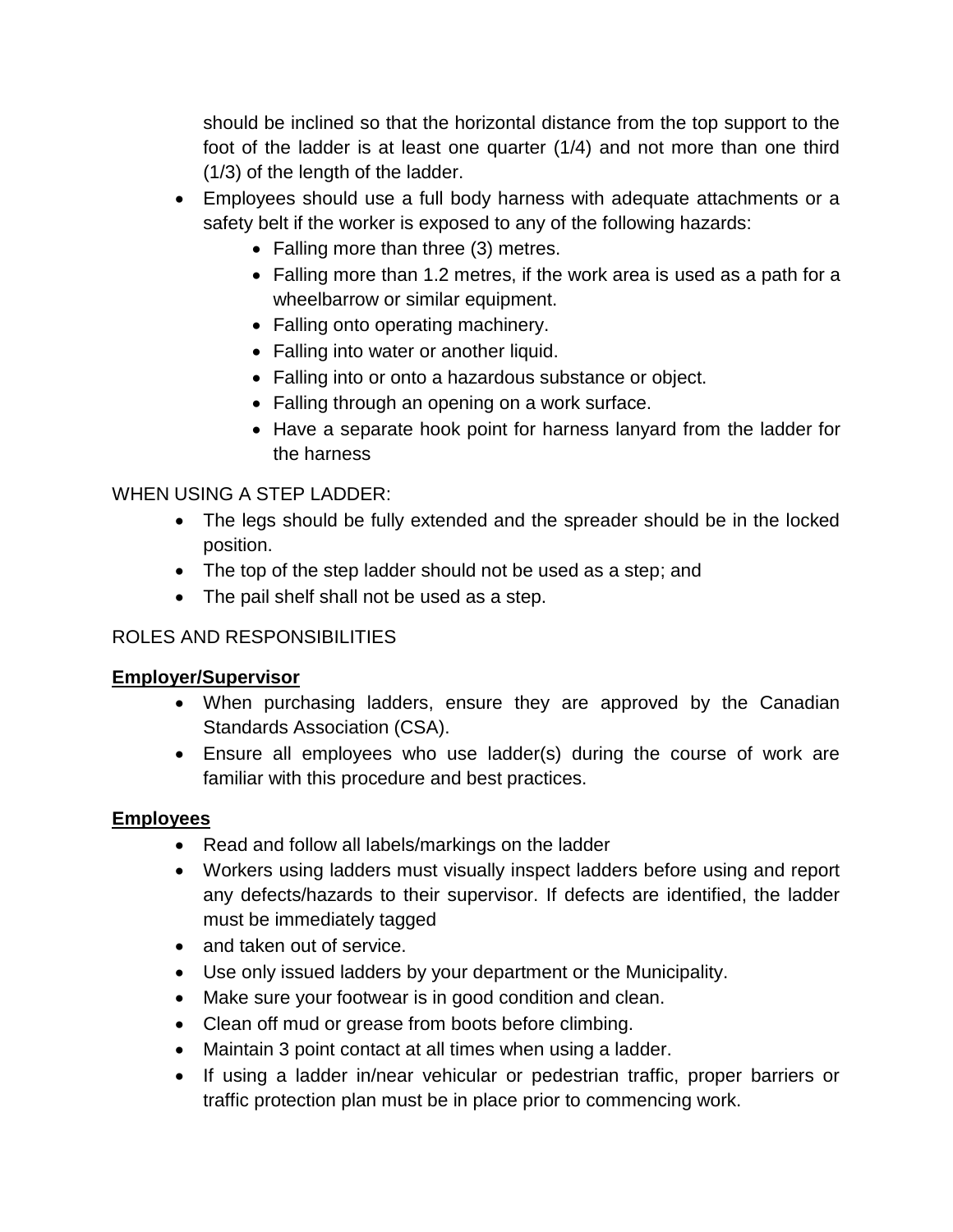should be inclined so that the horizontal distance from the top support to the foot of the ladder is at least one quarter (1/4) and not more than one third (1/3) of the length of the ladder.

- Employees should use a full body harness with adequate attachments or a safety belt if the worker is exposed to any of the following hazards:
  - Falling more than three (3) metres.
  - Falling more than 1.2 metres, if the work area is used as a path for a wheelbarrow or similar equipment.
  - Falling onto operating machinery.
  - Falling into water or another liquid.
  - Falling into or onto a hazardous substance or object.
  - Falling through an opening on a work surface.
  - Have a separate hook point for harness lanyard from the ladder for the harness

WHEN USING A STEP LADDER:

- The legs should be fully extended and the spreader should be in the locked position.
- The top of the step ladder should not be used as a step; and
- The pail shelf shall not be used as a step.

ROLES AND RESPONSIBILITIES

**Employer/Supervisor**

- When purchasing ladders, ensure they are approved by the Canadian Standards Association (CSA).
- Ensure all employees who use ladder(s) during the course of work are familiar with this procedure and best practices.

**Employees**

- Read and follow all labels/markings on the ladder
- Workers using ladders must visually inspect ladders before using and report any defects/hazards to their supervisor. If defects are identified, the ladder must be immediately tagged
- and taken out of service.
- Use only issued ladders by your department or the Municipality.
- Make sure your footwear is in good condition and clean.
- Clean off mud or grease from boots before climbing.
- Maintain 3 point contact at all times when using a ladder.
- If using a ladder in/near vehicular or pedestrian traffic, proper barriers or traffic protection plan must be in place prior to commencing work.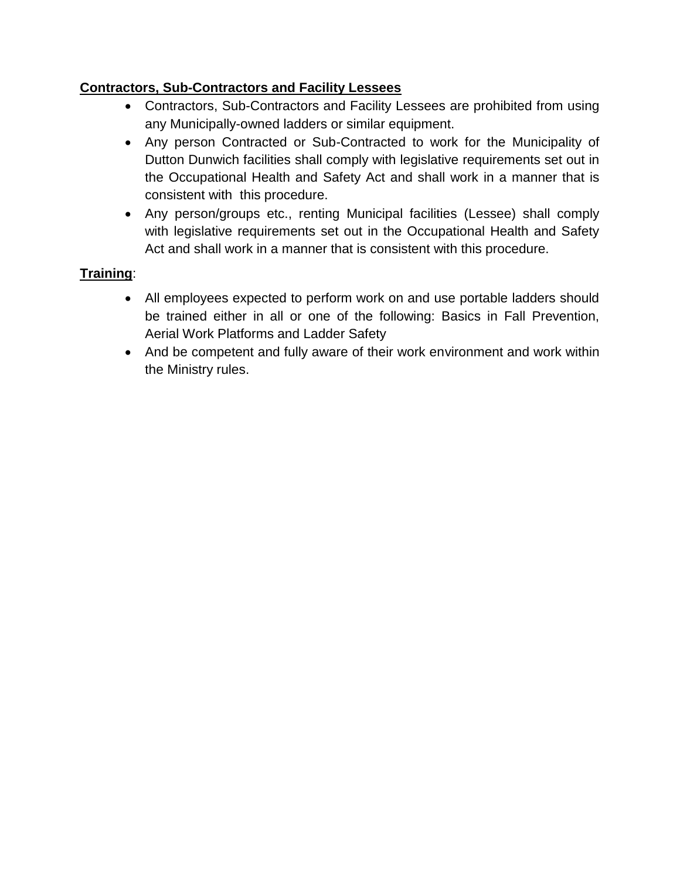**Contractors, Sub-Contractors and Facility Lessees**

- Contractors, Sub-Contractors and Facility Lessees are prohibited from using any Municipally-owned ladders or similar equipment.
- Any person Contracted or Sub-Contracted to work for the Municipality of Dutton Dunwich facilities shall comply with legislative requirements set out in the Occupational Health and Safety Act and shall work in a manner that is consistent with this procedure.
- Any person/groups etc., renting Municipal facilities (Lessee) shall comply with legislative requirements set out in the Occupational Health and Safety Act and shall work in a manner that is consistent with this procedure.

**Training**:

- All employees expected to perform work on and use portable ladders should be trained either in all or one of the following: Basics in Fall Prevention, Aerial Work Platforms and Ladder Safety
- And be competent and fully aware of their work environment and work within the Ministry rules.